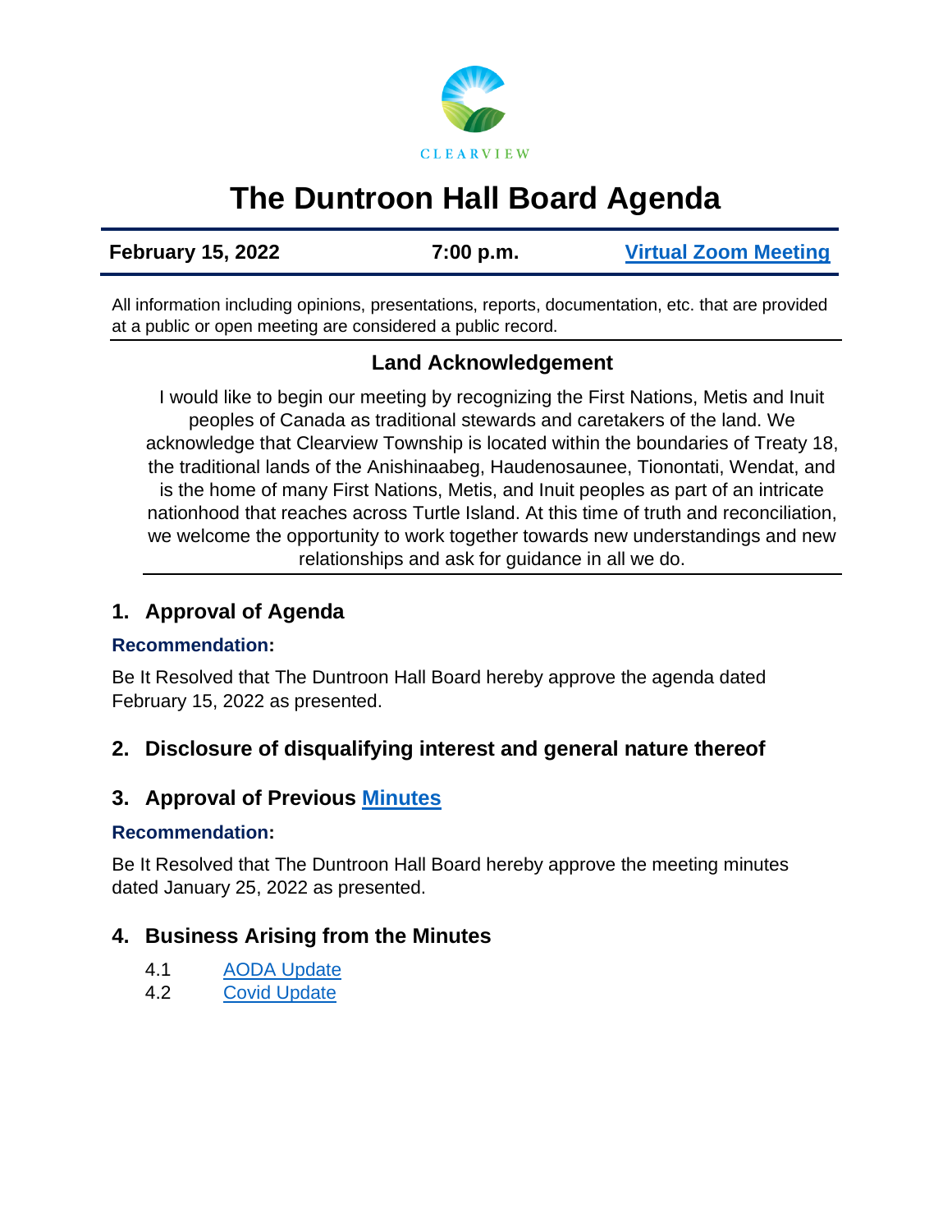CLEARVIEW

# The Duntroon Hall Board Agenda

**February 15, 2022** | **7:00 p.m.** | **Virtual Zoom Meeting**

All information including opinions, presentations, reports, documentation, etc. that are provided at a public or open meeting are considered a public record.

### Land Acknowledgement

I would like to begin our meeting by recognizing the First Nations, Metis and Inuit peoples of Canada as traditional stewards and caretakers of the land. We acknowledge that Clearview Township is located within the boundaries of Treaty 18, the traditional lands of the Anishinaabeg, Haudenosaunee, Tionontati, Wendat, and is the home of many First Nations, Metis, and Inuit peoples as part of an intricate nationhood that reaches across Turtle Island. At this time of truth and reconciliation, we welcome the opportunity to work together towards new understandings and new relationships and ask for guidance in all we do.

## 1. Approval of Agenda

**Recommendation:**

Be It Resolved that The Duntroon Hall Board hereby approve the agenda dated February 15, 2022 as presented.

## 2. Disclosure of disqualifying interest and general nature thereof

## 3. Approval of Previous Minutes

**Recommendation:**

Be It Resolved that The Duntroon Hall Board hereby approve the meeting minutes dated January 25, 2022 as presented.

## 4. Business Arising from the Minutes

4.1 AODA Update

4.2 Covid Update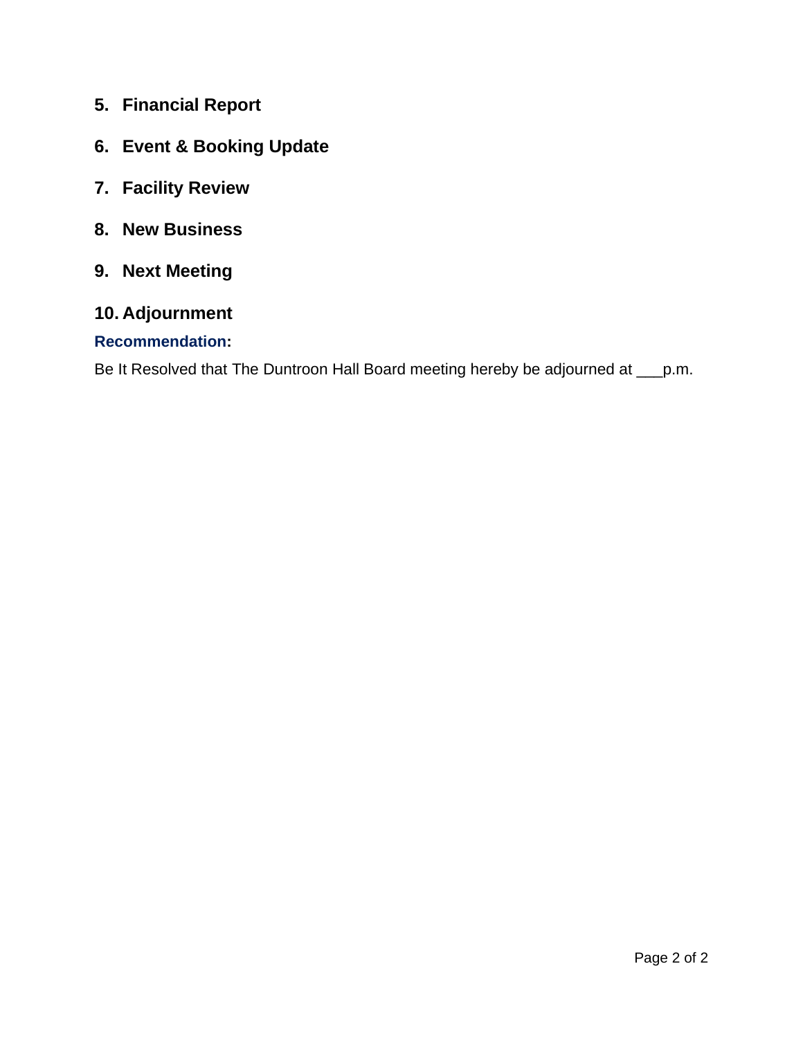5. **Financial Report**

6. **Event & Booking Update**

7. **Facility Review**

8. **New Business**

9. **Next Meeting**

10. **Adjournment**

**Recommendation:**

Be It Resolved that The Duntroon Hall Board meeting hereby be adjourned at ___p.m.